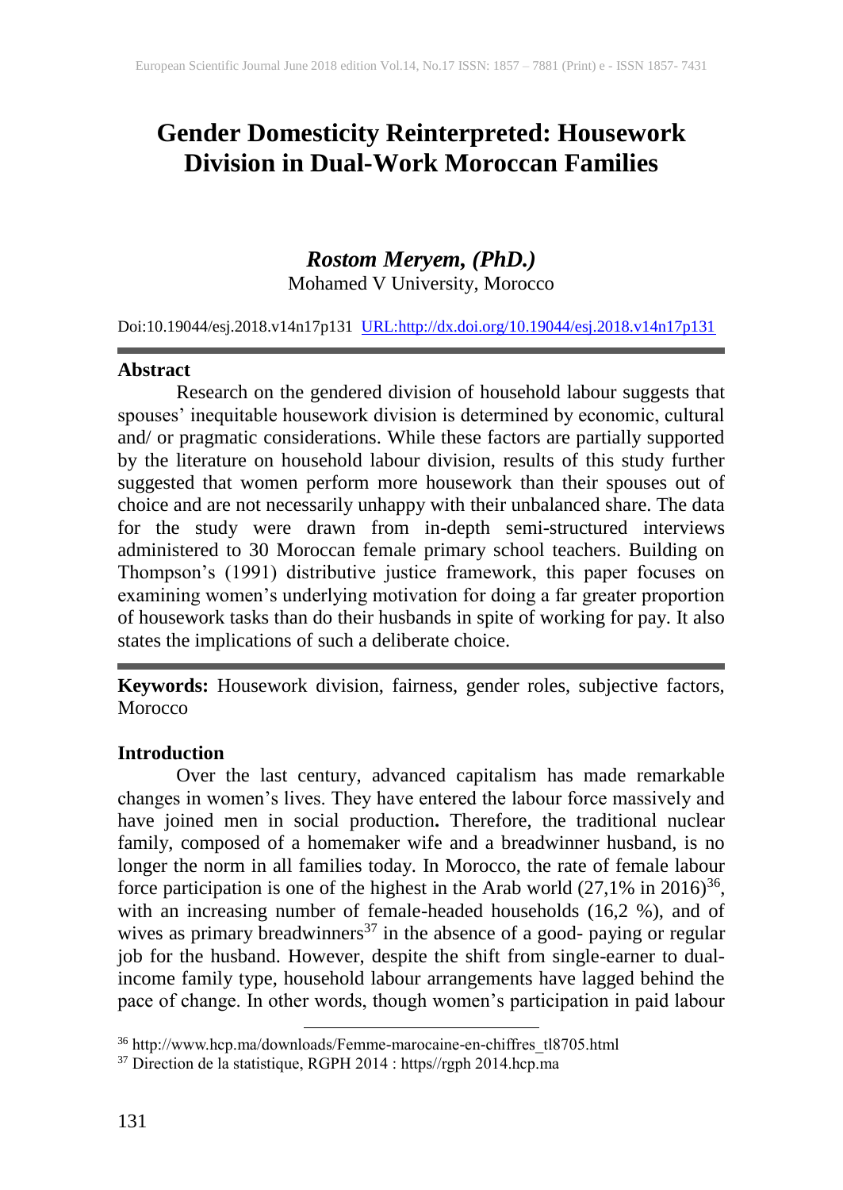# Gender Domesticity Reinterpreted: Housework Division in Dual-Work Moroccan Families

***Rostom Meryem, (PhD.)***
Mohamed V University, Morocco

Doi:10.19044/esj.2018.v14n17p131 [URL:http://dx.doi.org/10.19044/esj.2018.v14n17p131](http://dx.doi.org/10.19044/esj.2018.v14n17p131)

## Abstract

Research on the gendered division of household labour suggests that spouses' inequitable housework division is determined by economic, cultural and/ or pragmatic considerations. While these factors are partially supported by the literature on household labour division, results of this study further suggested that women perform more housework than their spouses out of choice and are not necessarily unhappy with their unbalanced share. The data for the study were drawn from in-depth semi-structured interviews administered to 30 Moroccan female primary school teachers. Building on Thompson's (1991) distributive justice framework, this paper focuses on examining women's underlying motivation for doing a far greater proportion of housework tasks than do their husbands in spite of working for pay. It also states the implications of such a deliberate choice.

**Keywords:** Housework division, fairness, gender roles, subjective factors, Morocco

## Introduction

Over the last century, advanced capitalism has made remarkable changes in women's lives. They have entered the labour force massively and have joined men in social production**.** Therefore, the traditional nuclear family, composed of a homemaker wife and a breadwinner husband, is no longer the norm in all families today. In Morocco, the rate of female labour force participation is one of the highest in the Arab world (27,1% in 2016)[36], with an increasing number of female-headed households (16,2 %), and of wives as primary breadwinners[37] in the absence of a good- paying or regular job for the husband. However, despite the shift from single-earner to dual-income family type, household labour arrangements have lagged behind the pace of change. In other words, though women's participation in paid labour

[36] http://www.hcp.ma/downloads/Femme-marocaine-en-chiffres_tl8705.html

[37] Direction de la statistique, RGPH 2014 : https//rgph 2014.hcp.ma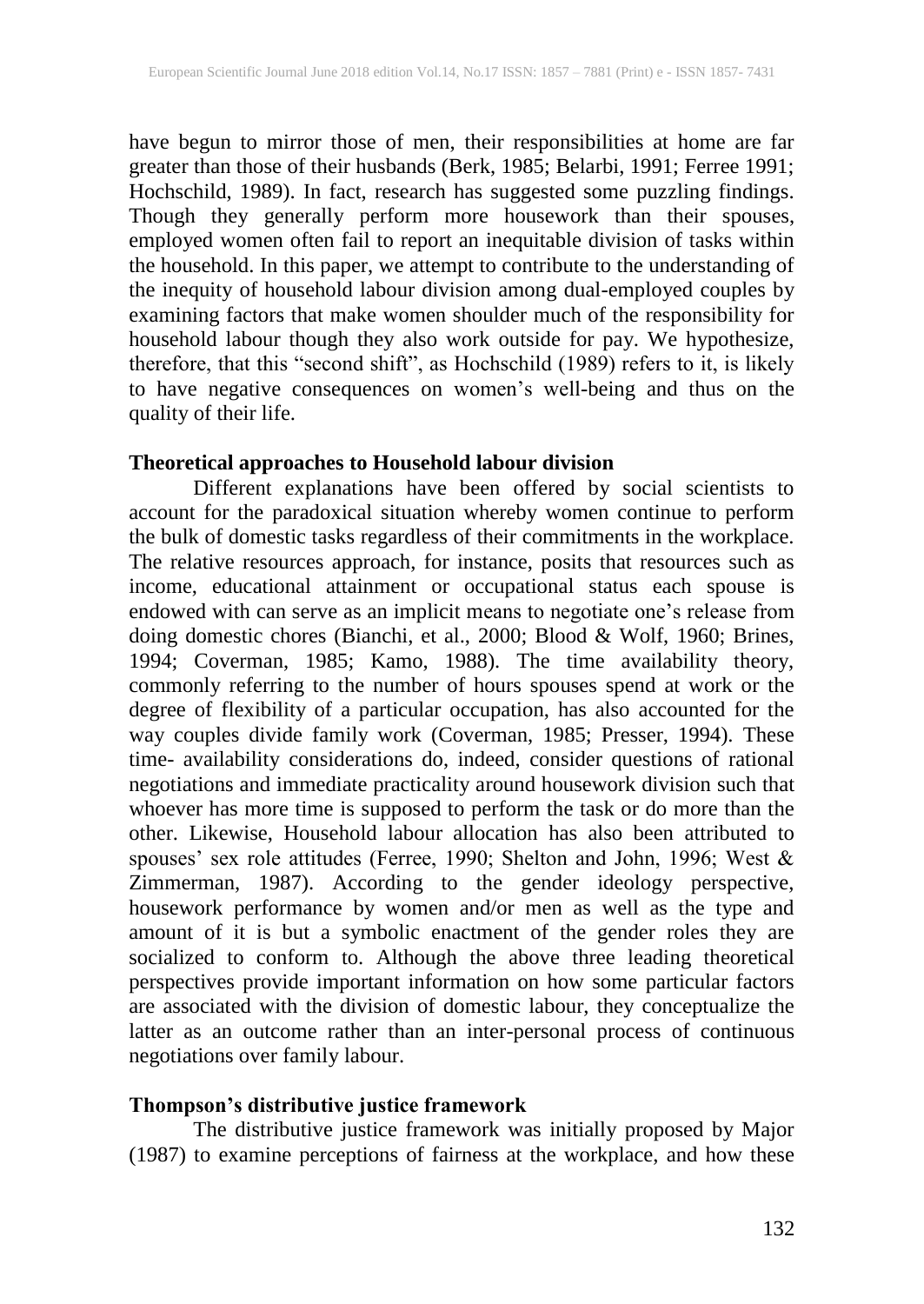have begun to mirror those of men, their responsibilities at home are far greater than those of their husbands (Berk, 1985; Belarbi, 1991; Ferree 1991; Hochschild, 1989). In fact, research has suggested some puzzling findings. Though they generally perform more housework than their spouses, employed women often fail to report an inequitable division of tasks within the household. In this paper, we attempt to contribute to the understanding of the inequity of household labour division among dual-employed couples by examining factors that make women shoulder much of the responsibility for household labour though they also work outside for pay. We hypothesize, therefore, that this "second shift", as Hochschild (1989) refers to it, is likely to have negative consequences on women's well-being and thus on the quality of their life.

## Theoretical approaches to Household labour division

Different explanations have been offered by social scientists to account for the paradoxical situation whereby women continue to perform the bulk of domestic tasks regardless of their commitments in the workplace. The relative resources approach, for instance, posits that resources such as income, educational attainment or occupational status each spouse is endowed with can serve as an implicit means to negotiate one's release from doing domestic chores (Bianchi, et al., 2000; Blood & Wolf, 1960; Brines, 1994; Coverman, 1985; Kamo, 1988). The time availability theory, commonly referring to the number of hours spouses spend at work or the degree of flexibility of a particular occupation, has also accounted for the way couples divide family work (Coverman, 1985; Presser, 1994). These time- availability considerations do, indeed, consider questions of rational negotiations and immediate practicality around housework division such that whoever has more time is supposed to perform the task or do more than the other. Likewise, Household labour allocation has also been attributed to spouses' sex role attitudes (Ferree, 1990; Shelton and John, 1996; West & Zimmerman, 1987). According to the gender ideology perspective, housework performance by women and/or men as well as the type and amount of it is but a symbolic enactment of the gender roles they are socialized to conform to. Although the above three leading theoretical perspectives provide important information on how some particular factors are associated with the division of domestic labour, they conceptualize the latter as an outcome rather than an inter-personal process of continuous negotiations over family labour.

## Thompson's distributive justice framework

The distributive justice framework was initially proposed by Major (1987) to examine perceptions of fairness at the workplace, and how these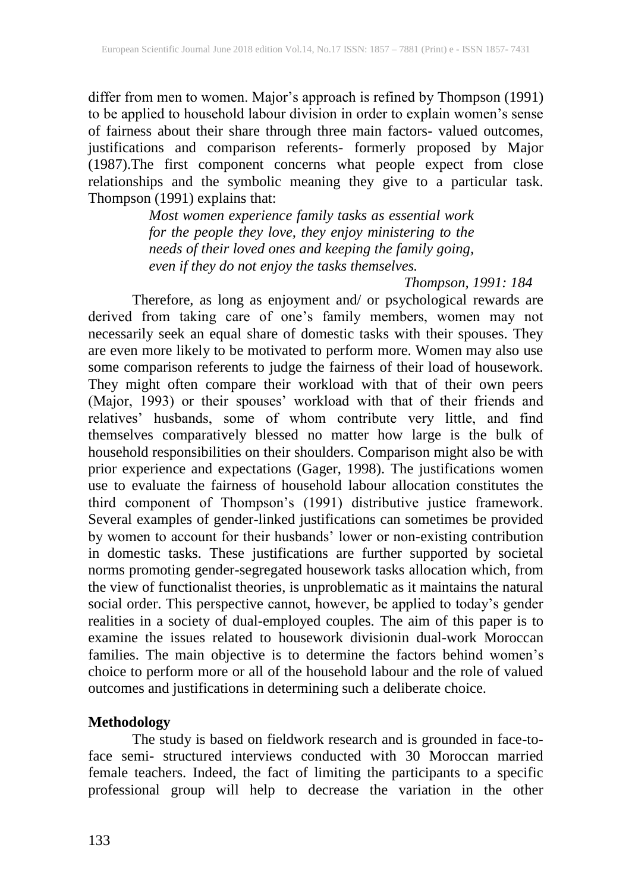differ from men to women. Major's approach is refined by Thompson (1991) to be applied to household labour division in order to explain women's sense of fairness about their share through three main factors- valued outcomes, justifications and comparison referents- formerly proposed by Major (1987).The first component concerns what people expect from close relationships and the symbolic meaning they give to a particular task. Thompson (1991) explains that:

> *Most women experience family tasks as essential work for the people they love, they enjoy ministering to the needs of their loved ones and keeping the family going, even if they do not enjoy the tasks themselves.*
>
> *Thompson, 1991: 184*

Therefore, as long as enjoyment and/ or psychological rewards are derived from taking care of one's family members, women may not necessarily seek an equal share of domestic tasks with their spouses. They are even more likely to be motivated to perform more. Women may also use some comparison referents to judge the fairness of their load of housework. They might often compare their workload with that of their own peers (Major, 1993) or their spouses' workload with that of their friends and relatives' husbands, some of whom contribute very little, and find themselves comparatively blessed no matter how large is the bulk of household responsibilities on their shoulders. Comparison might also be with prior experience and expectations (Gager, 1998). The justifications women use to evaluate the fairness of household labour allocation constitutes the third component of Thompson's (1991) distributive justice framework. Several examples of gender-linked justifications can sometimes be provided by women to account for their husbands' lower or non-existing contribution in domestic tasks. These justifications are further supported by societal norms promoting gender-segregated housework tasks allocation which, from the view of functionalist theories, is unproblematic as it maintains the natural social order. This perspective cannot, however, be applied to today's gender realities in a society of dual-employed couples. The aim of this paper is to examine the issues related to housework divisionin dual-work Moroccan families. The main objective is to determine the factors behind women's choice to perform more or all of the household labour and the role of valued outcomes and justifications in determining such a deliberate choice.

## Methodology

The study is based on fieldwork research and is grounded in face-to-face semi- structured interviews conducted with 30 Moroccan married female teachers. Indeed, the fact of limiting the participants to a specific professional group will help to decrease the variation in the other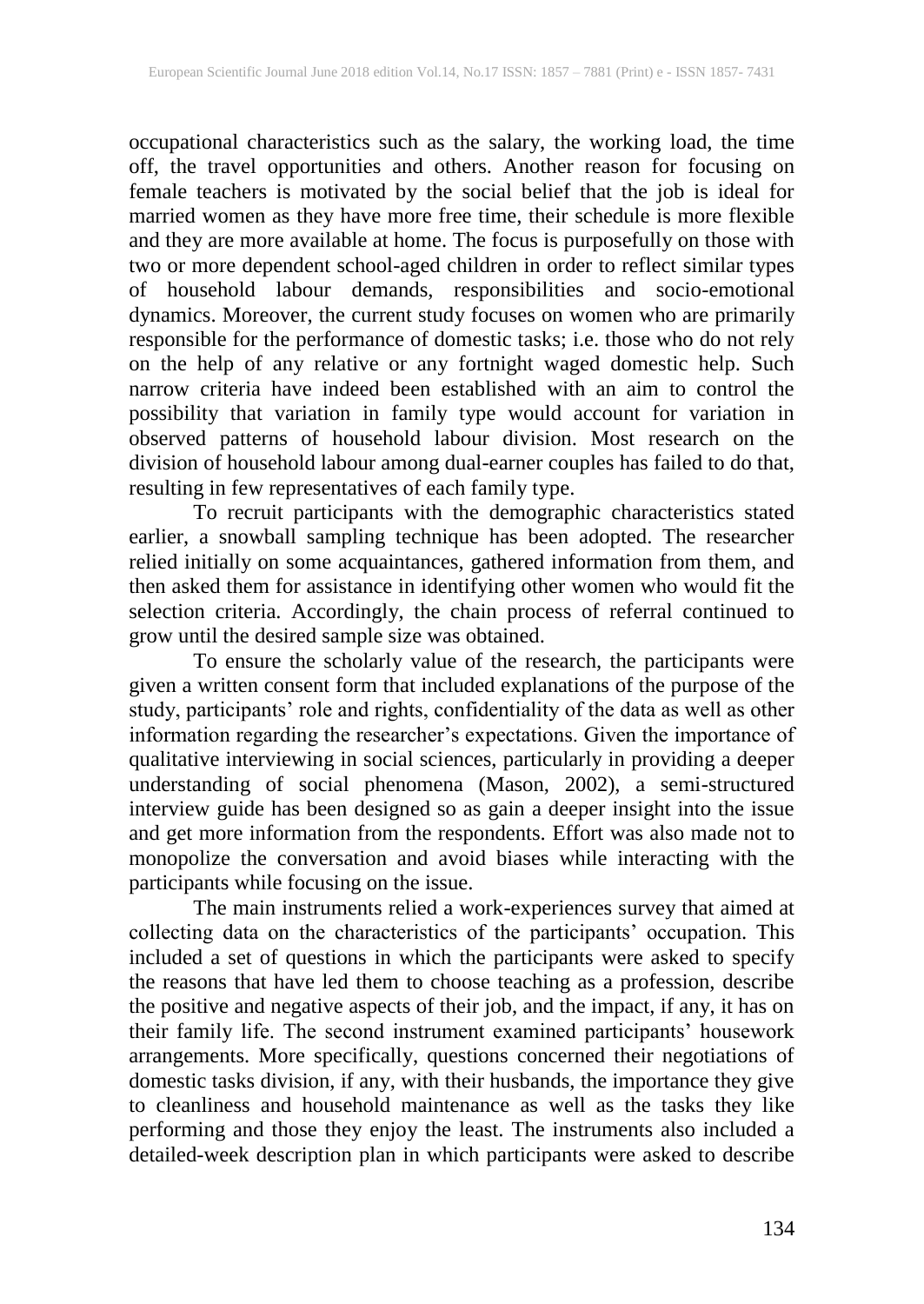occupational characteristics such as the salary, the working load, the time off, the travel opportunities and others. Another reason for focusing on female teachers is motivated by the social belief that the job is ideal for married women as they have more free time, their schedule is more flexible and they are more available at home. The focus is purposefully on those with two or more dependent school-aged children in order to reflect similar types of household labour demands, responsibilities and socio-emotional dynamics. Moreover, the current study focuses on women who are primarily responsible for the performance of domestic tasks; i.e. those who do not rely on the help of any relative or any fortnight waged domestic help. Such narrow criteria have indeed been established with an aim to control the possibility that variation in family type would account for variation in observed patterns of household labour division. Most research on the division of household labour among dual-earner couples has failed to do that, resulting in few representatives of each family type.

To recruit participants with the demographic characteristics stated earlier, a snowball sampling technique has been adopted. The researcher relied initially on some acquaintances, gathered information from them, and then asked them for assistance in identifying other women who would fit the selection criteria. Accordingly, the chain process of referral continued to grow until the desired sample size was obtained.

To ensure the scholarly value of the research, the participants were given a written consent form that included explanations of the purpose of the study, participants' role and rights, confidentiality of the data as well as other information regarding the researcher's expectations. Given the importance of qualitative interviewing in social sciences, particularly in providing a deeper understanding of social phenomena (Mason, 2002), a semi-structured interview guide has been designed so as gain a deeper insight into the issue and get more information from the respondents. Effort was also made not to monopolize the conversation and avoid biases while interacting with the participants while focusing on the issue.

The main instruments relied a work-experiences survey that aimed at collecting data on the characteristics of the participants' occupation. This included a set of questions in which the participants were asked to specify the reasons that have led them to choose teaching as a profession, describe the positive and negative aspects of their job, and the impact, if any, it has on their family life. The second instrument examined participants' housework arrangements. More specifically, questions concerned their negotiations of domestic tasks division, if any, with their husbands, the importance they give to cleanliness and household maintenance as well as the tasks they like performing and those they enjoy the least. The instruments also included a detailed-week description plan in which participants were asked to describe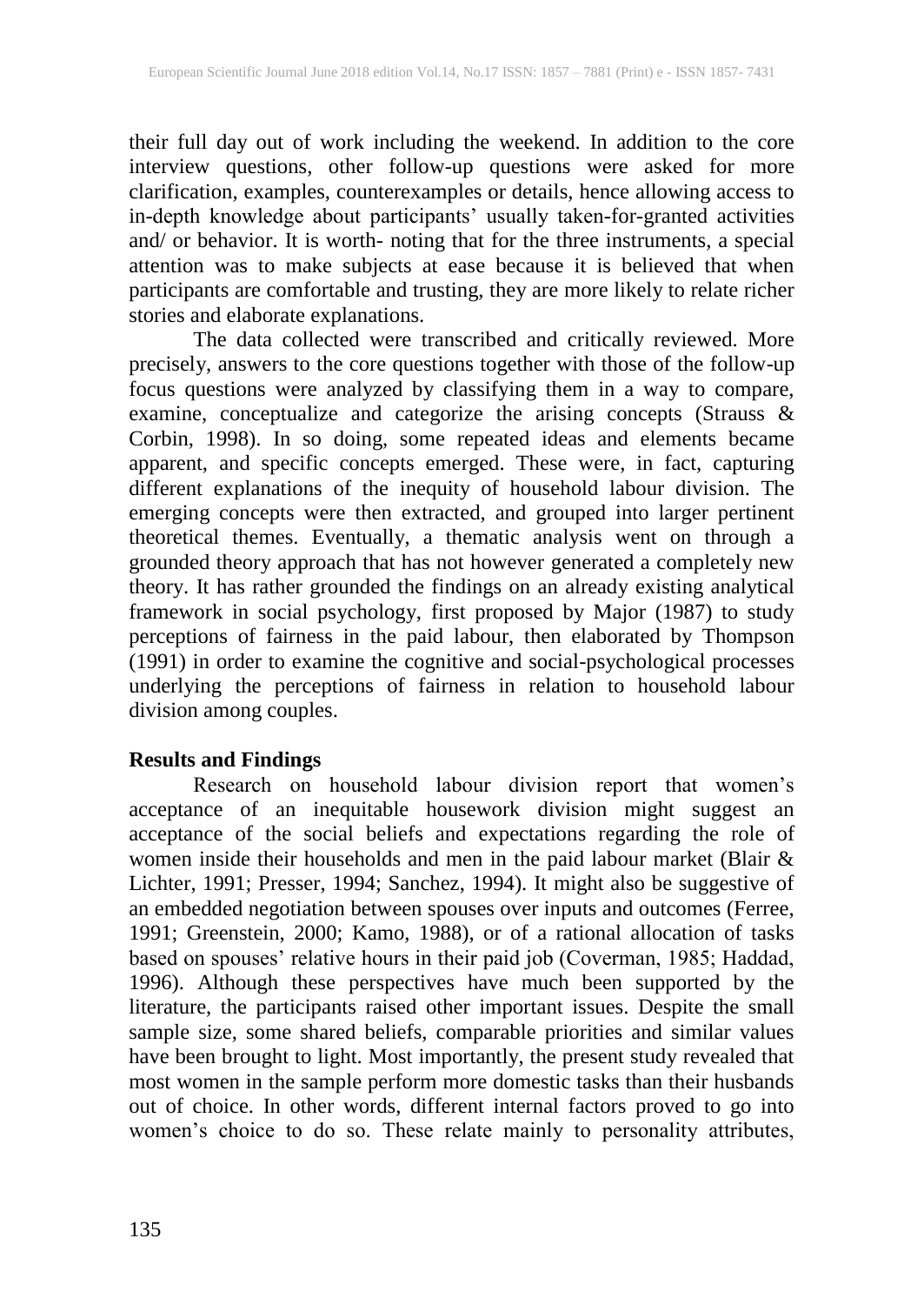their full day out of work including the weekend. In addition to the core interview questions, other follow-up questions were asked for more clarification, examples, counterexamples or details, hence allowing access to in-depth knowledge about participants' usually taken-for-granted activities and/ or behavior. It is worth- noting that for the three instruments, a special attention was to make subjects at ease because it is believed that when participants are comfortable and trusting, they are more likely to relate richer stories and elaborate explanations.

The data collected were transcribed and critically reviewed. More precisely, answers to the core questions together with those of the follow-up focus questions were analyzed by classifying them in a way to compare, examine, conceptualize and categorize the arising concepts (Strauss & Corbin, 1998). In so doing, some repeated ideas and elements became apparent, and specific concepts emerged. These were, in fact, capturing different explanations of the inequity of household labour division. The emerging concepts were then extracted, and grouped into larger pertinent theoretical themes. Eventually, a thematic analysis went on through a grounded theory approach that has not however generated a completely new theory. It has rather grounded the findings on an already existing analytical framework in social psychology, first proposed by Major (1987) to study perceptions of fairness in the paid labour, then elaborated by Thompson (1991) in order to examine the cognitive and social-psychological processes underlying the perceptions of fairness in relation to household labour division among couples.

**Results and Findings**

Research on household labour division report that women's acceptance of an inequitable housework division might suggest an acceptance of the social beliefs and expectations regarding the role of women inside their households and men in the paid labour market (Blair & Lichter, 1991; Presser, 1994; Sanchez, 1994). It might also be suggestive of an embedded negotiation between spouses over inputs and outcomes (Ferree, 1991; Greenstein, 2000; Kamo, 1988), or of a rational allocation of tasks based on spouses' relative hours in their paid job (Coverman, 1985; Haddad, 1996). Although these perspectives have much been supported by the literature, the participants raised other important issues. Despite the small sample size, some shared beliefs, comparable priorities and similar values have been brought to light. Most importantly, the present study revealed that most women in the sample perform more domestic tasks than their husbands out of choice. In other words, different internal factors proved to go into women's choice to do so. These relate mainly to personality attributes,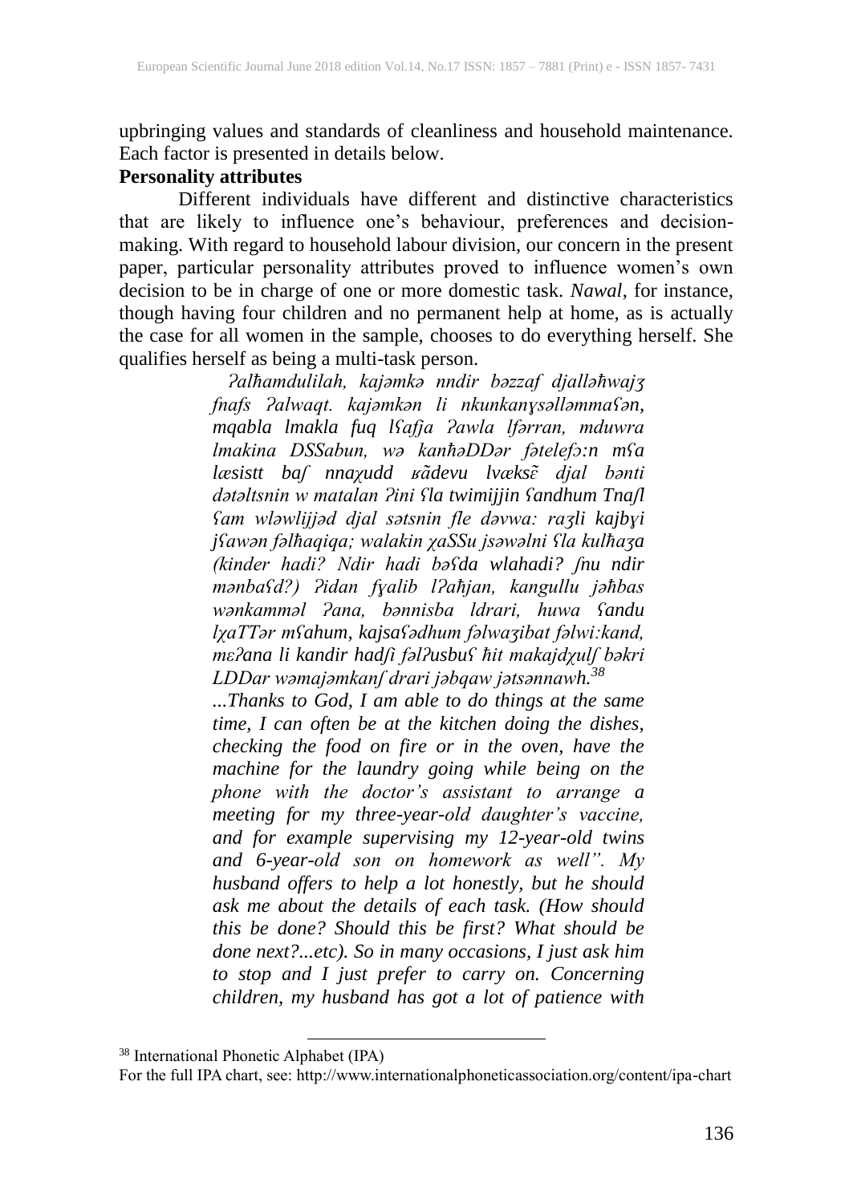upbringing values and standards of cleanliness and household maintenance. Each factor is presented in details below.

**Personality attributes**

Different individuals have different and distinctive characteristics that are likely to influence one's behaviour, preferences and decision-making. With regard to household labour division, our concern in the present paper, particular personality attributes proved to influence women's own decision to be in charge of one or more domestic task. *Nawal*, for instance, though having four children and no permanent help at home, as is actually the case for all women in the sample, chooses to do everything herself. She qualifies herself as being a multi-task person.

> *ʔalħamdulilah, kajəmkə nndir bəzzaf djalləħwajʒ fnafs ʔalwaqt. kajəmkən li nkunkanɣsəlləmmaʕən, mqabla lmakla fuq lʕafja ʔawla lfərran, mduwra lmakina DSSabun, wə kanħəDDər fətelefɔ:n mʕa læsistt baʃ nnaχudd ʁãdevu lvæksɛ̃ djal bənti dətəltsnin w matalan ʔini ʕla twimijjin ʕandhum Tnaʃl ʕam wləwlijjəd djal sətsnin fle dəvwa: raʒli kajbɣi jʕawən fəlħaqiqa; walakin χaSSu jsəwəlni ʕla kulħaʒa (kinder hadi? Ndir hadi bəʕda wlahadi? ʃnu ndir mənbaʕd?) ʔidan fɣalib lʔaħjan, kangullu jəħbas wənkamməl ʔana, bənnisba ldrari, huwa ʕandu lχaTTər mʕahum, kajsaʕədhum fəlwaʒibat fəlwi:kand, mɛʔana li kandir hadʃi fəlʔusbuʕ ħit makajdχulʃ bəkri LDDar wəmajəmkanʃ drari jəbqaw jətsənnawh.*[38]
>
> *...Thanks to God, I am able to do things at the same time, I can often be at the kitchen doing the dishes, checking the food on fire or in the oven, have the machine for the laundry going while being on the phone with the doctor's assistant to arrange a meeting for my three-year-old daughter's vaccine, and for example supervising my 12-year-old twins and 6-year-old son on homework as well". My husband offers to help a lot honestly, but he should ask me about the details of each task. (How should this be done? Should this be first? What should be done next?...etc). So in many occasions, I just ask him to stop and I just prefer to carry on. Concerning children, my husband has got a lot of patience with*

---

[38] International Phonetic Alphabet (IPA)
For the full IPA chart, see: http://www.internationalphoneticassociation.org/content/ipa-chart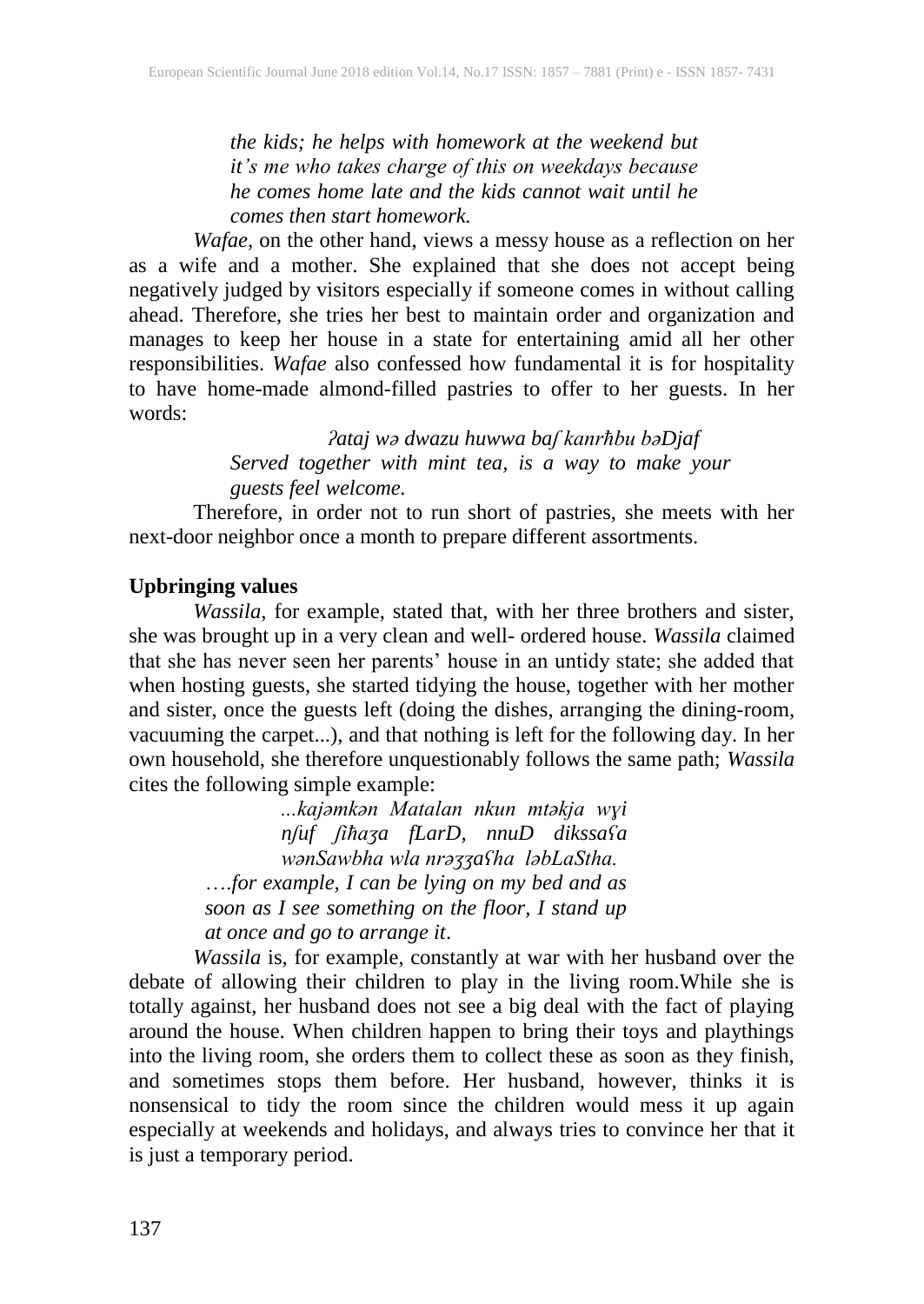*the kids; he helps with homework at the weekend but it's me who takes charge of this on weekdays because he comes home late and the kids cannot wait until he comes then start homework.*

*Wafae*, on the other hand, views a messy house as a reflection on her as a wife and a mother. She explained that she does not accept being negatively judged by visitors especially if someone comes in without calling ahead. Therefore, she tries her best to maintain order and organization and manages to keep her house in a state for entertaining amid all her other responsibilities. *Wafae* also confessed how fundamental it is for hospitality to have home-made almond-filled pastries to offer to her guests. In her words:

> *ʔataj wə dwazu huwwa baʃ kanrħbu bəDjaf*
> *Served together with mint tea, is a way to make your guests feel welcome.*

Therefore, in order not to run short of pastries, she meets with her next-door neighbor once a month to prepare different assortments.

**Upbringing values**

*Wassila*, for example, stated that, with her three brothers and sister, she was brought up in a very clean and well- ordered house. *Wassila* claimed that she has never seen her parents' house in an untidy state; she added that when hosting guests, she started tidying the house, together with her mother and sister, once the guests left (doing the dishes, arranging the dining-room, vacuuming the carpet...), and that nothing is left for the following day. In her own household, she therefore unquestionably follows the same path; *Wassila* cites the following simple example:

> *...kajəmkən Matalan nkun mtəkja wɣi nʃuf ʃiħaʒa fLarD, nnuD dikssaʕa wənSawbha wla nrəʒʒaʕha ləbLaStha.*
> *....for example, I can be lying on my bed and as soon as I see something on the floor, I stand up at once and go to arrange it*.

*Wassila* is, for example, constantly at war with her husband over the debate of allowing their children to play in the living room.While she is totally against, her husband does not see a big deal with the fact of playing around the house. When children happen to bring their toys and playthings into the living room, she orders them to collect these as soon as they finish, and sometimes stops them before. Her husband, however, thinks it is nonsensical to tidy the room since the children would mess it up again especially at weekends and holidays, and always tries to convince her that it is just a temporary period.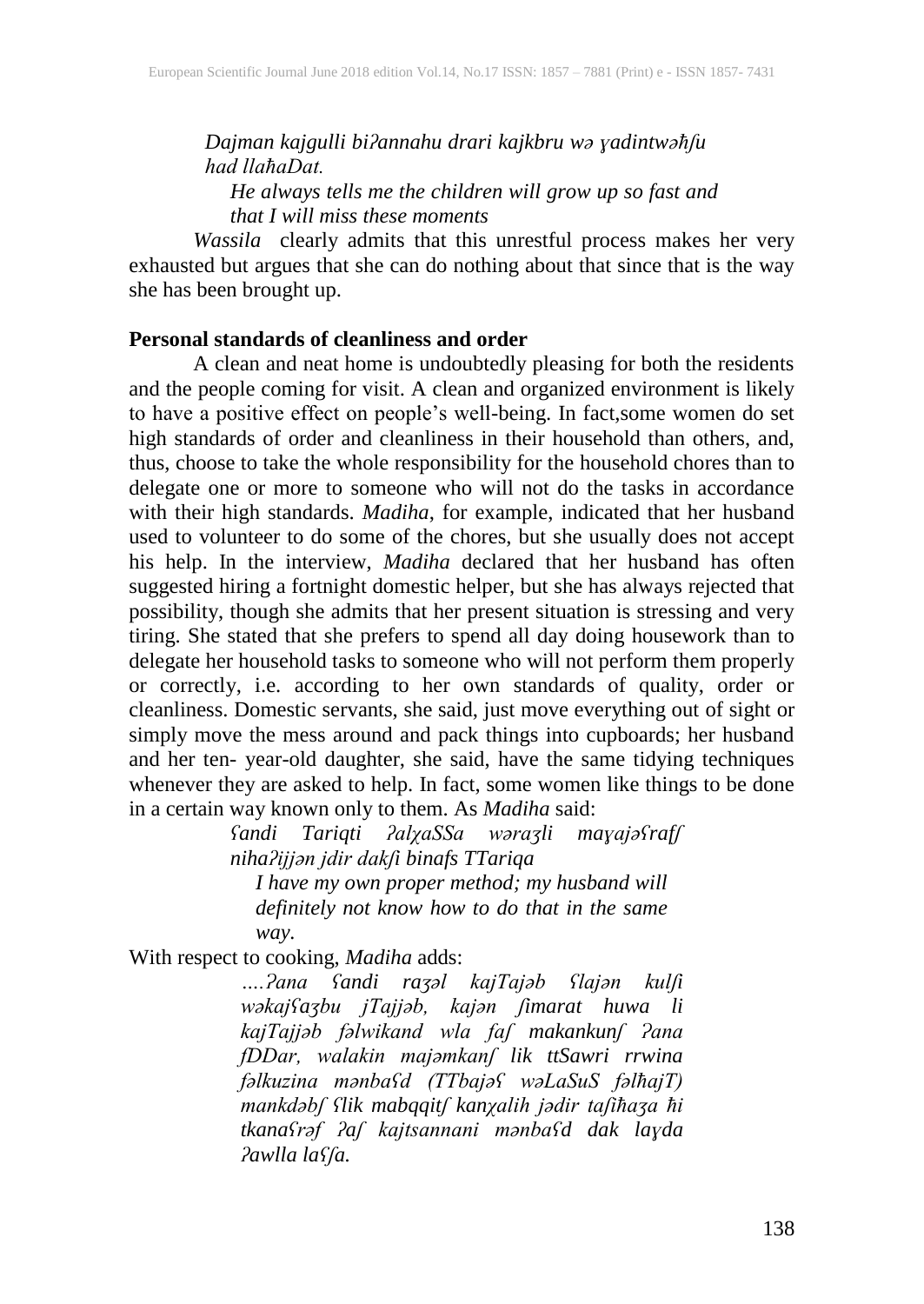*Dajman kajgulli biʔannahu drari kajkbru wə ɣadintwəħʃu had llaħaDat.*

*He always tells me the children will grow up so fast and that I will miss these moments*

*Wassila* clearly admits that this unrestful process makes her very exhausted but argues that she can do nothing about that since that is the way she has been brought up.

**Personal standards of cleanliness and order**

A clean and neat home is undoubtedly pleasing for both the residents and the people coming for visit. A clean and organized environment is likely to have a positive effect on people's well-being. In fact,some women do set high standards of order and cleanliness in their household than others, and, thus, choose to take the whole responsibility for the household chores than to delegate one or more to someone who will not do the tasks in accordance with their high standards. *Madiha*, for example, indicated that her husband used to volunteer to do some of the chores, but she usually does not accept his help. In the interview, *Madiha* declared that her husband has often suggested hiring a fortnight domestic helper, but she has always rejected that possibility, though she admits that her present situation is stressing and very tiring. She stated that she prefers to spend all day doing housework than to delegate her household tasks to someone who will not perform them properly or correctly, i.e. according to her own standards of quality, order or cleanliness. Domestic servants, she said, just move everything out of sight or simply move the mess around and pack things into cupboards; her husband and her ten- year-old daughter, she said, have the same tidying techniques whenever they are asked to help. In fact, some women like things to be done in a certain way known only to them. As *Madiha* said:

*ʕandi Tariqti ʔalχaSSa wəraʒli maɣajəʕrafʃ nihaʔijjən jdir dakʃi binafs TTariqa*

*I have my own proper method; my husband will definitely not know how to do that in the same way.*

With respect to cooking, *Madiha* adds:

*….ʔana ʕandi raʒəl kajTajəb ʕlajən kulʃi wəkajʕaʒbu jTajjəb, kajən ʃimarat huwa li kajTajjəb fəlwikand wla faʃ makankunʃ ʔana fDDar, walakin majəmkanʃ lik ttSawri rrwina fəlkuzina mənbaʕd (TTbajəʕ wəLaSuS fəlħajT) mankdəbʃ ʕlik mabqqitʃ kanχalih jədir taʃiħaʒa ħi tkanaʕrəf ʔaʃ kajtsannani mənbaʕd dak laɣda ʔawlla laʕʃa.*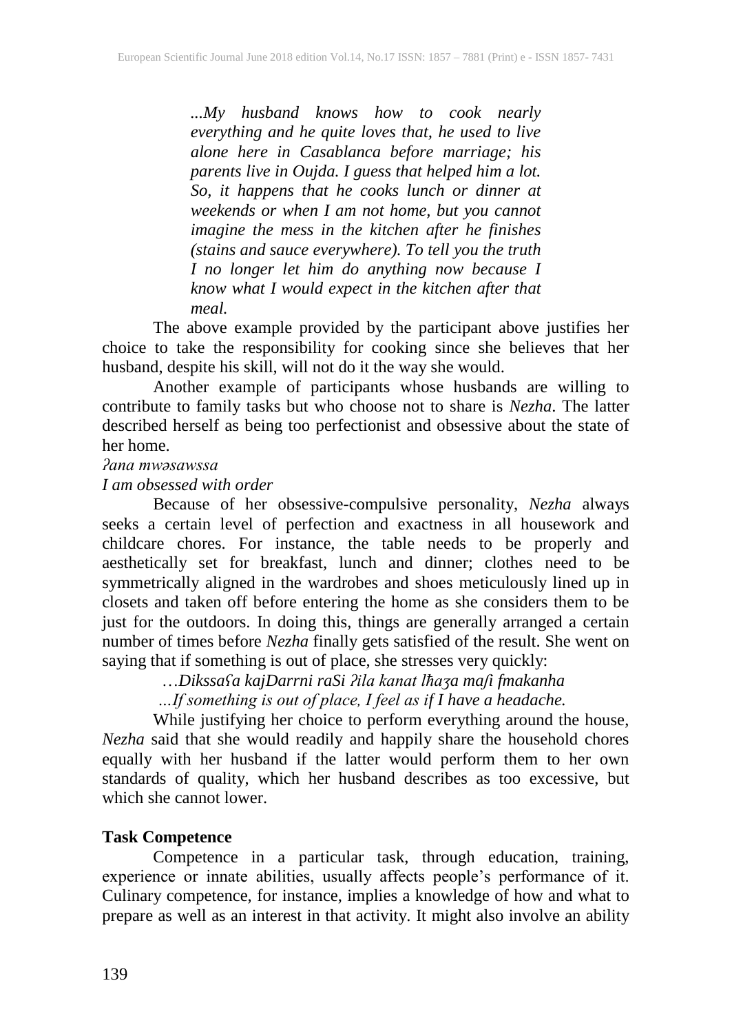*...My husband knows how to cook nearly everything and he quite loves that, he used to live alone here in Casablanca before marriage; his parents live in Oujda. I guess that helped him a lot. So, it happens that he cooks lunch or dinner at weekends or when I am not home, but you cannot imagine the mess in the kitchen after he finishes (stains and sauce everywhere). To tell you the truth I no longer let him do anything now because I know what I would expect in the kitchen after that meal.*

The above example provided by the participant above justifies her choice to take the responsibility for cooking since she believes that her husband, despite his skill, will not do it the way she would.

Another example of participants whose husbands are willing to contribute to family tasks but who choose not to share is *Nezha*. The latter described herself as being too perfectionist and obsessive about the state of her home.

*ʔana mwəsawssa*

*I am obsessed with order*

Because of her obsessive-compulsive personality, *Nezha* always seeks a certain level of perfection and exactness in all housework and childcare chores. For instance, the table needs to be properly and aesthetically set for breakfast, lunch and dinner; clothes need to be symmetrically aligned in the wardrobes and shoes meticulously lined up in closets and taken off before entering the home as she considers them to be just for the outdoors. In doing this, things are generally arranged a certain number of times before *Nezha* finally gets satisfied of the result. She went on saying that if something is out of place, she stresses very quickly:

*…Dikssaʕa kajDarrni raSi ʔila kanat lħaʒa maʃi fmakanha*

*…If something is out of place, I feel as if I have a headache.*

While justifying her choice to perform everything around the house, *Nezha* said that she would readily and happily share the household chores equally with her husband if the latter would perform them to her own standards of quality, which her husband describes as too excessive, but which she cannot lower.

### Task Competence

Competence in a particular task, through education, training, experience or innate abilities, usually affects people's performance of it. Culinary competence, for instance, implies a knowledge of how and what to prepare as well as an interest in that activity. It might also involve an ability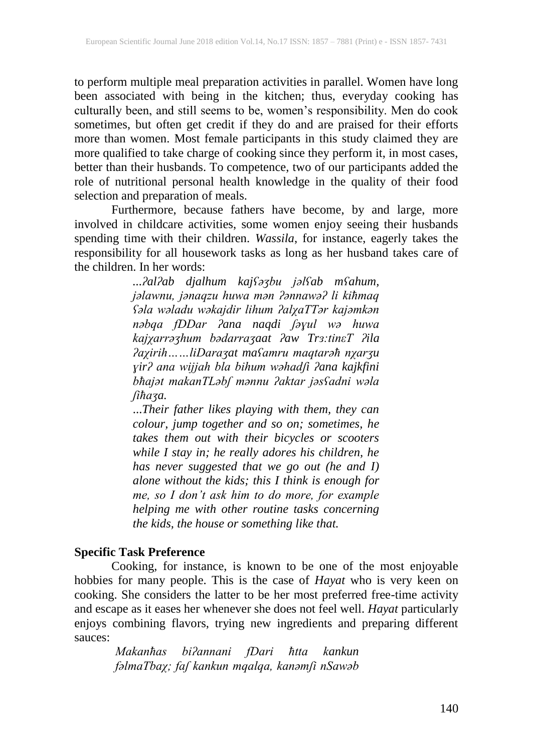to perform multiple meal preparation activities in parallel. Women have long been associated with being in the kitchen; thus, everyday cooking has culturally been, and still seems to be, women's responsibility. Men do cook sometimes, but often get credit if they do and are praised for their efforts more than women. Most female participants in this study claimed they are more qualified to take charge of cooking since they perform it, in most cases, better than their husbands. To competence, two of our participants added the role of nutritional personal health knowledge in the quality of their food selection and preparation of meals.

Furthermore, because fathers have become, by and large, more involved in childcare activities, some women enjoy seeing their husbands spending time with their children. *Wassila*, for instance, eagerly takes the responsibility for all housework tasks as long as her husband takes care of the children. In her words:

> *...ʔalʔab djalhum kajʕəʒbu jəlʕab mʕahum, jəlawnu, jənaqzu huwa mən ʔənnawəʔ li kiħmaq ʕəla wəladu wəkajdir lihum ʔalχaTTər kajəmkən nəbqa fDDar ʔana naqdi ʃəɣul wə huwa kajχarrəʒhum bədarraʒaat ʔaw Trɜ:tinɛT ʔila ʔaχirih……liDaraʒat maʕamru maqtarəħ nχarʒu ɣirʔ ana wijjah bla bihum wəhadʃi ʔana kajkfini bħajət makanTLəbʃ mənnu ʔaktar jəsʕadni wəla ʃiħaʒa.*
>
> *...Their father likes playing with them, they can colour, jump together and so on; sometimes, he takes them out with their bicycles or scooters while I stay in; he really adores his children, he has never suggested that we go out (he and I) alone without the kids; this I think is enough for me, so I don't ask him to do more, for example helping me with other routine tasks concerning the kids, the house or something like that.*

**Specific Task Preference**

Cooking, for instance, is known to be one of the most enjoyable hobbies for many people. This is the case of *Hayat* who is very keen on cooking. She considers the latter to be her most preferred free-time activity and escape as it eases her whenever she does not feel well. *Hayat* particularly enjoys combining flavors, trying new ingredients and preparing different sauces:

> *Makanħas biʔannani fDari ħtta kankun fəlmaTbaχ; faʃ kankun mqalqa, kanəmʃi nSawəb*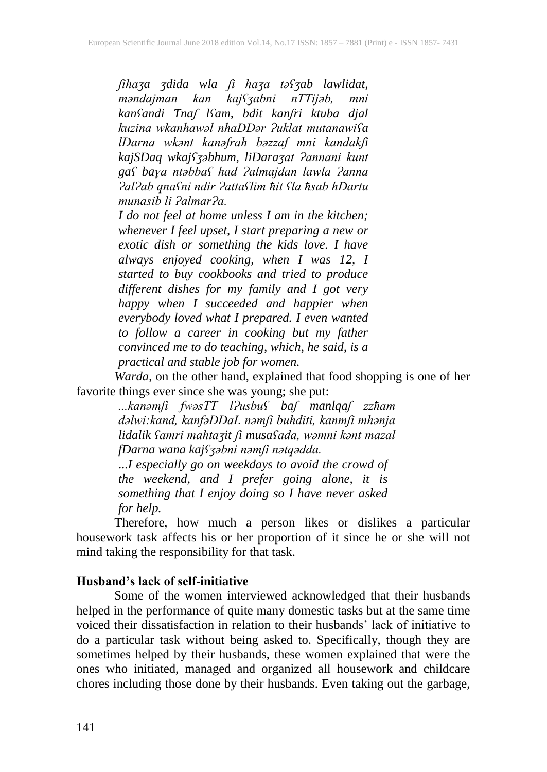*ʃiħaʒa ʒdida wla ʃi ħaʒa təʕʒab lawlidat, məndajman kan kajʕʒabni nTTijəb, mni kanʕandi Tnaʃ lʕam, bdit kanʃri ktuba djal kuzina wkanħawəl nħaDDər ʔuklat mutanawiʕa lDarna wkənt kanəfraħ bəzzaf mni kandakʃi kajSDaq wkajʕʒəbhum, liDaraʒat ʔannani kunt gaʕ baɣa ntəbbaʕ had ʔalmajdan lawla ʔanna ʔalʔab qnaʕni ndir ʔattaʕlim ħit ʕla ħsab hDartu munasib li ʔalmarʔa.*

*I do not feel at home unless I am in the kitchen; whenever I feel upset, I start preparing a new or exotic dish or something the kids love. I have always enjoyed cooking, when I was 12, I started to buy cookbooks and tried to produce different dishes for my family and I got very happy when I succeeded and happier when everybody loved what I prepared. I even wanted to follow a career in cooking but my father convinced me to do teaching, which, he said, is a practical and stable job for women.*

*Warda*, on the other hand, explained that food shopping is one of her favorite things ever since she was young; she put:

*...kanəmʃi fwəsTT lʔusbuʕ baʃ manlqaʃ zzħam dəlwi:kand, kanfəDDaL nəmʃi buħditi, kanmʃi mhənja lidalik ʕamri maħtaʒit ʃi musaʕada, wəmni kənt mazal fDarna wana kajʕʒəbni nəmʃi nətqədda.*

*...I especially go on weekdays to avoid the crowd of the weekend, and I prefer going alone, it is something that I enjoy doing so I have never asked for help.*

Therefore, how much a person likes or dislikes a particular housework task affects his or her proportion of it since he or she will not mind taking the responsibility for that task.

### Husband's lack of self-initiative

Some of the women interviewed acknowledged that their husbands helped in the performance of quite many domestic tasks but at the same time voiced their dissatisfaction in relation to their husbands' lack of initiative to do a particular task without being asked to. Specifically, though they are sometimes helped by their husbands, these women explained that were the ones who initiated, managed and organized all housework and childcare chores including those done by their husbands. Even taking out the garbage,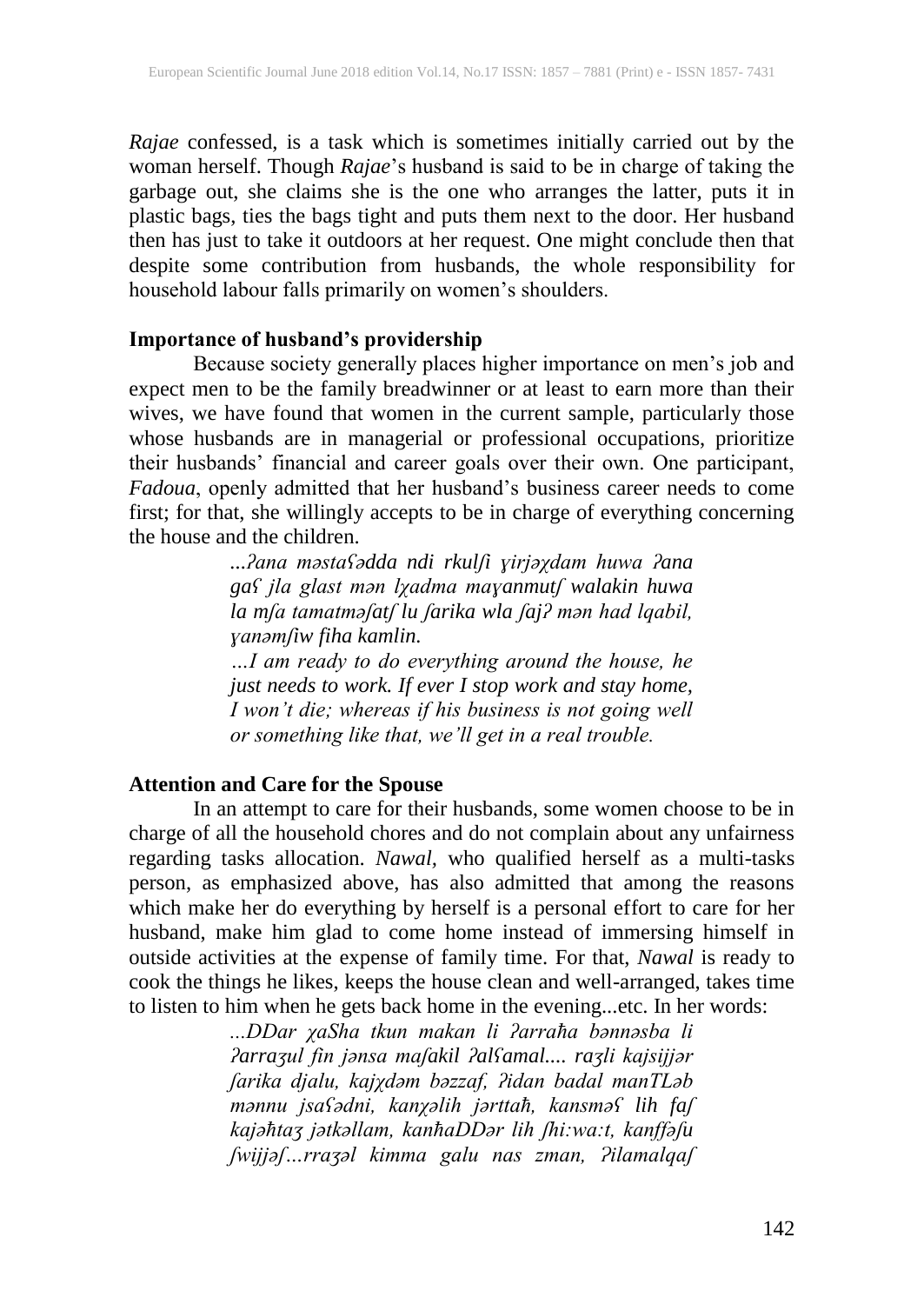*Rajae* confessed, is a task which is sometimes initially carried out by the woman herself. Though *Rajae*'s husband is said to be in charge of taking the garbage out, she claims she is the one who arranges the latter, puts it in plastic bags, ties the bags tight and puts them next to the door. Her husband then has just to take it outdoors at her request. One might conclude then that despite some contribution from husbands, the whole responsibility for household labour falls primarily on women's shoulders.

### Importance of husband's providership

Because society generally places higher importance on men's job and expect men to be the family breadwinner or at least to earn more than their wives, we have found that women in the current sample, particularly those whose husbands are in managerial or professional occupations, prioritize their husbands' financial and career goals over their own. One participant, *Fadoua*, openly admitted that her husband's business career needs to come first; for that, she willingly accepts to be in charge of everything concerning the house and the children.

> *...ʔana məstaʕədda ndi rkulʃi ɣirjəχdam huwa ʔana gaʕ jla glast mən lχadma maɣanmutʃ walakin huwa la mʃa tamatməʃatʃ lu ʃarika wla ʃajʔ mən had lqabil, ɣanəmʃiw fiha kamlin.*
>
> *...I am ready to do everything around the house, he just needs to work. If ever I stop work and stay home, I won't die; whereas if his business is not going well or something like that, we'll get in a real trouble.*

### Attention and Care for the Spouse

In an attempt to care for their husbands, some women choose to be in charge of all the household chores and do not complain about any unfairness regarding tasks allocation. *Nawal,* who qualified herself as a multi-tasks person, as emphasized above, has also admitted that among the reasons which make her do everything by herself is a personal effort to care for her husband, make him glad to come home instead of immersing himself in outside activities at the expense of family time. For that, *Nawal* is ready to cook the things he likes, keeps the house clean and well-arranged, takes time to listen to him when he gets back home in the evening...etc. In her words:

> *...DDar χaSha tkun makan li ʔarraħa bənnəsba li ʔarraʒul fin jənsa maʃakil ʔalʕamal.... raʒli kajsijjər ʃarika djalu, kajχdəm bəzzaf, ʔidan badal manTLəb mənnu jsaʕədni, kanχəlih jərttaħ, kansməʕ lih faʃ kajəħtaʒ jətkəllam, kanħaDDər lih ʃhi:wa:t, kanffəʃu ʃwijjəʃ...rraʒəl kimma galu nas zman, ʔilamalqaʃ*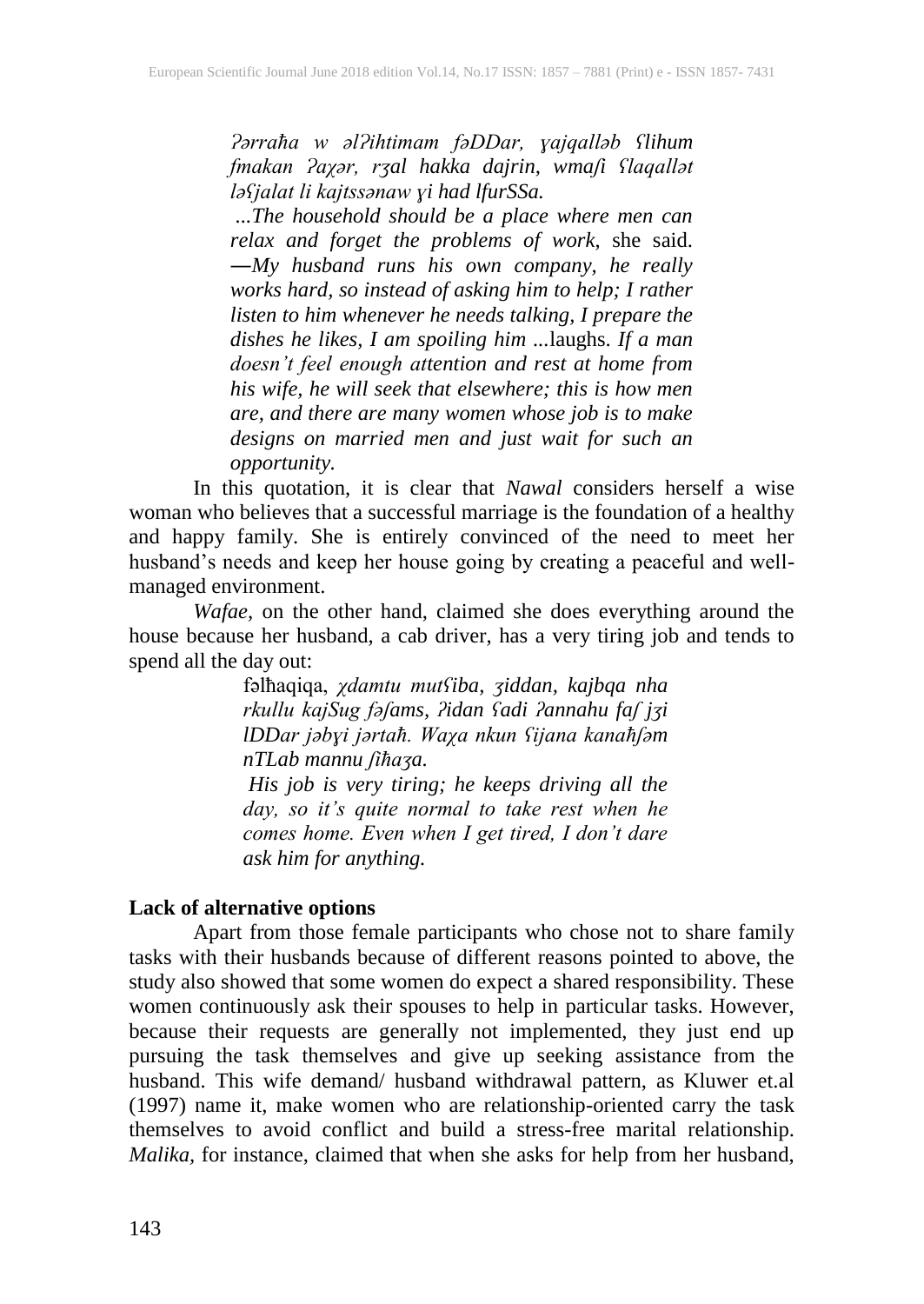> *ʔərraħa w əlʔihtimam fəDDar, ɣajqalləb ʕlihum fmakan ʔaχər, rʒal hakka dajrin, wmaʃi ʕlaqallət ləʕjalat li kajtssənaw ɣi had lfurSSa.*
>
> *...The household should be a place where men can relax and forget the problems of work*, she said. ―*My husband runs his own company, he really works hard, so instead of asking him to help; I rather listen to him whenever he needs talking, I prepare the dishes he likes, I am spoiling him* ...laughs. *If a man doesn't feel enough attention and rest at home from his wife, he will seek that elsewhere; this is how men are, and there are many women whose job is to make designs on married men and just wait for such an opportunity.*

In this quotation, it is clear that *Nawal* considers herself a wise woman who believes that a successful marriage is the foundation of a healthy and happy family. She is entirely convinced of the need to meet her husband's needs and keep her house going by creating a peaceful and well-managed environment.

*Wafae*, on the other hand, claimed she does everything around the house because her husband, a cab driver, has a very tiring job and tends to spend all the day out:

> fəlħaqiqa, *χdamtu mutʕiba, ʒiddan, kajbqa nha rkullu kajSug fəʃams, ʔidan ʕadi ʔannahu faʃ jʒi lDDar jəbɣi jərtaħ. Waχa nkun ʕijana kanaħʃəm nTLab mannu ʃiħaʒa.*
>
> *His job is very tiring; he keeps driving all the day, so it's quite normal to take rest when he comes home. Even when I get tired, I don't dare ask him for anything.*

**Lack of alternative options**

Apart from those female participants who chose not to share family tasks with their husbands because of different reasons pointed to above, the study also showed that some women do expect a shared responsibility. These women continuously ask their spouses to help in particular tasks. However, because their requests are generally not implemented, they just end up pursuing the task themselves and give up seeking assistance from the husband. This wife demand/ husband withdrawal pattern, as Kluwer et.al (1997) name it, make women who are relationship-oriented carry the task themselves to avoid conflict and build a stress-free marital relationship. *Malika*, for instance, claimed that when she asks for help from her husband,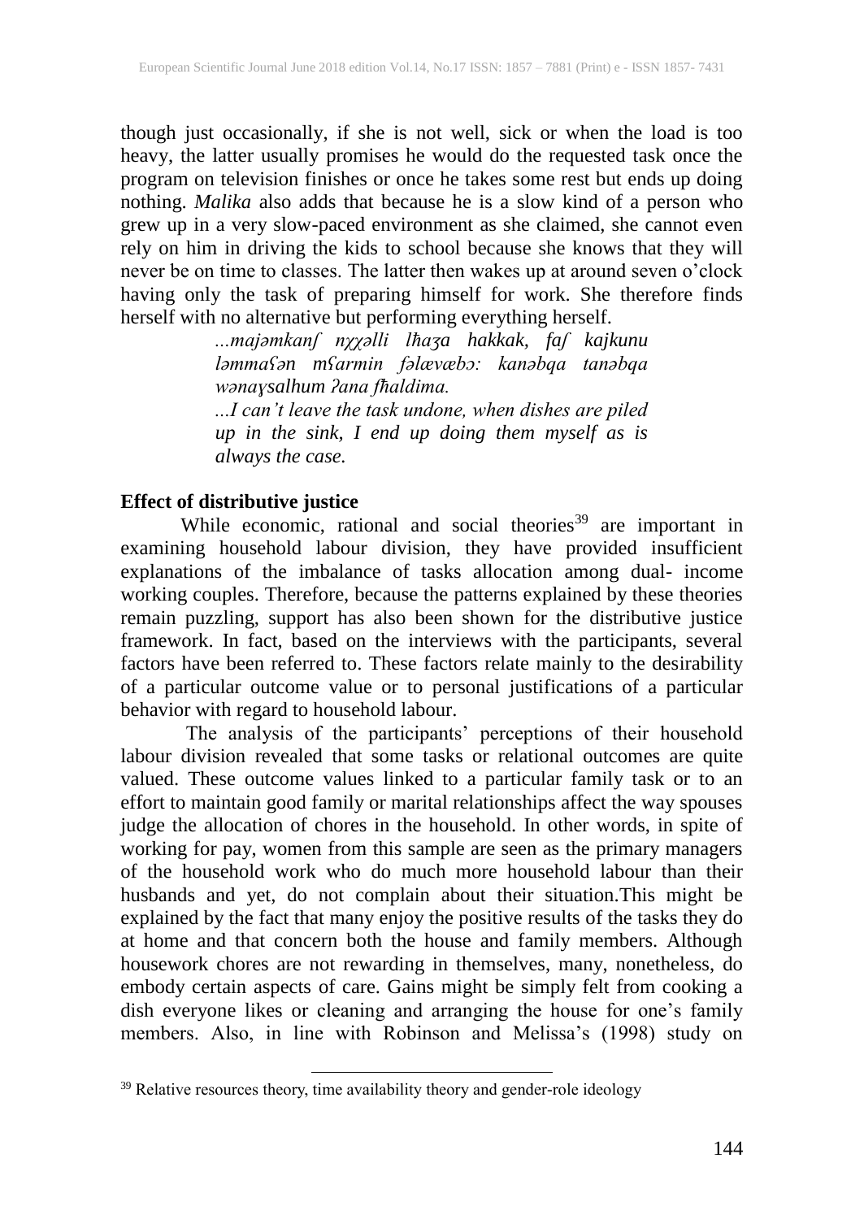though just occasionally, if she is not well, sick or when the load is too heavy, the latter usually promises he would do the requested task once the program on television finishes or once he takes some rest but ends up doing nothing. *Malika* also adds that because he is a slow kind of a person who grew up in a very slow-paced environment as she claimed, she cannot even rely on him in driving the kids to school because she knows that they will never be on time to classes. The latter then wakes up at around seven o'clock having only the task of preparing himself for work. She therefore finds herself with no alternative but performing everything herself.

> *...majəmkanʃ nχχəlli lħaʒa hakkak, faʃ kajkunu ləmmaʕən mʕarmin fəlævæbɔ: kanəbqa tanəbqa wənaɣsalhum ʔana fħaldima.*
>
> *...I can't leave the task undone, when dishes are piled up in the sink, I end up doing them myself as is always the case.*

**Effect of distributive justice**

While economic, rational and social theories[39] are important in examining household labour division, they have provided insufficient explanations of the imbalance of tasks allocation among dual- income working couples. Therefore, because the patterns explained by these theories remain puzzling, support has also been shown for the distributive justice framework. In fact, based on the interviews with the participants, several factors have been referred to. These factors relate mainly to the desirability of a particular outcome value or to personal justifications of a particular behavior with regard to household labour.

The analysis of the participants' perceptions of their household labour division revealed that some tasks or relational outcomes are quite valued. These outcome values linked to a particular family task or to an effort to maintain good family or marital relationships affect the way spouses judge the allocation of chores in the household. In other words, in spite of working for pay, women from this sample are seen as the primary managers of the household work who do much more household labour than their husbands and yet, do not complain about their situation.This might be explained by the fact that many enjoy the positive results of the tasks they do at home and that concern both the house and family members. Although housework chores are not rewarding in themselves, many, nonetheless, do embody certain aspects of care. Gains might be simply felt from cooking a dish everyone likes or cleaning and arranging the house for one's family members. Also, in line with Robinson and Melissa's (1998) study on

[39] Relative resources theory, time availability theory and gender-role ideology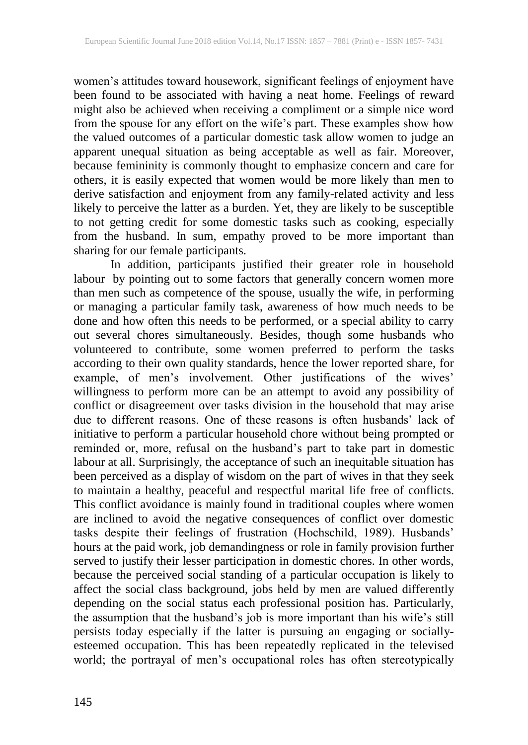women's attitudes toward housework, significant feelings of enjoyment have been found to be associated with having a neat home. Feelings of reward might also be achieved when receiving a compliment or a simple nice word from the spouse for any effort on the wife's part. These examples show how the valued outcomes of a particular domestic task allow women to judge an apparent unequal situation as being acceptable as well as fair. Moreover, because femininity is commonly thought to emphasize concern and care for others, it is easily expected that women would be more likely than men to derive satisfaction and enjoyment from any family-related activity and less likely to perceive the latter as a burden. Yet, they are likely to be susceptible to not getting credit for some domestic tasks such as cooking, especially from the husband. In sum, empathy proved to be more important than sharing for our female participants.

In addition, participants justified their greater role in household labour by pointing out to some factors that generally concern women more than men such as competence of the spouse, usually the wife, in performing or managing a particular family task, awareness of how much needs to be done and how often this needs to be performed, or a special ability to carry out several chores simultaneously. Besides, though some husbands who volunteered to contribute, some women preferred to perform the tasks according to their own quality standards, hence the lower reported share, for example, of men's involvement. Other justifications of the wives' willingness to perform more can be an attempt to avoid any possibility of conflict or disagreement over tasks division in the household that may arise due to different reasons. One of these reasons is often husbands' lack of initiative to perform a particular household chore without being prompted or reminded or, more, refusal on the husband's part to take part in domestic labour at all. Surprisingly, the acceptance of such an inequitable situation has been perceived as a display of wisdom on the part of wives in that they seek to maintain a healthy, peaceful and respectful marital life free of conflicts. This conflict avoidance is mainly found in traditional couples where women are inclined to avoid the negative consequences of conflict over domestic tasks despite their feelings of frustration (Hochschild, 1989). Husbands' hours at the paid work, job demandingness or role in family provision further served to justify their lesser participation in domestic chores. In other words, because the perceived social standing of a particular occupation is likely to affect the social class background, jobs held by men are valued differently depending on the social status each professional position has. Particularly, the assumption that the husband's job is more important than his wife's still persists today especially if the latter is pursuing an engaging or socially-esteemed occupation. This has been repeatedly replicated in the televised world; the portrayal of men's occupational roles has often stereotypically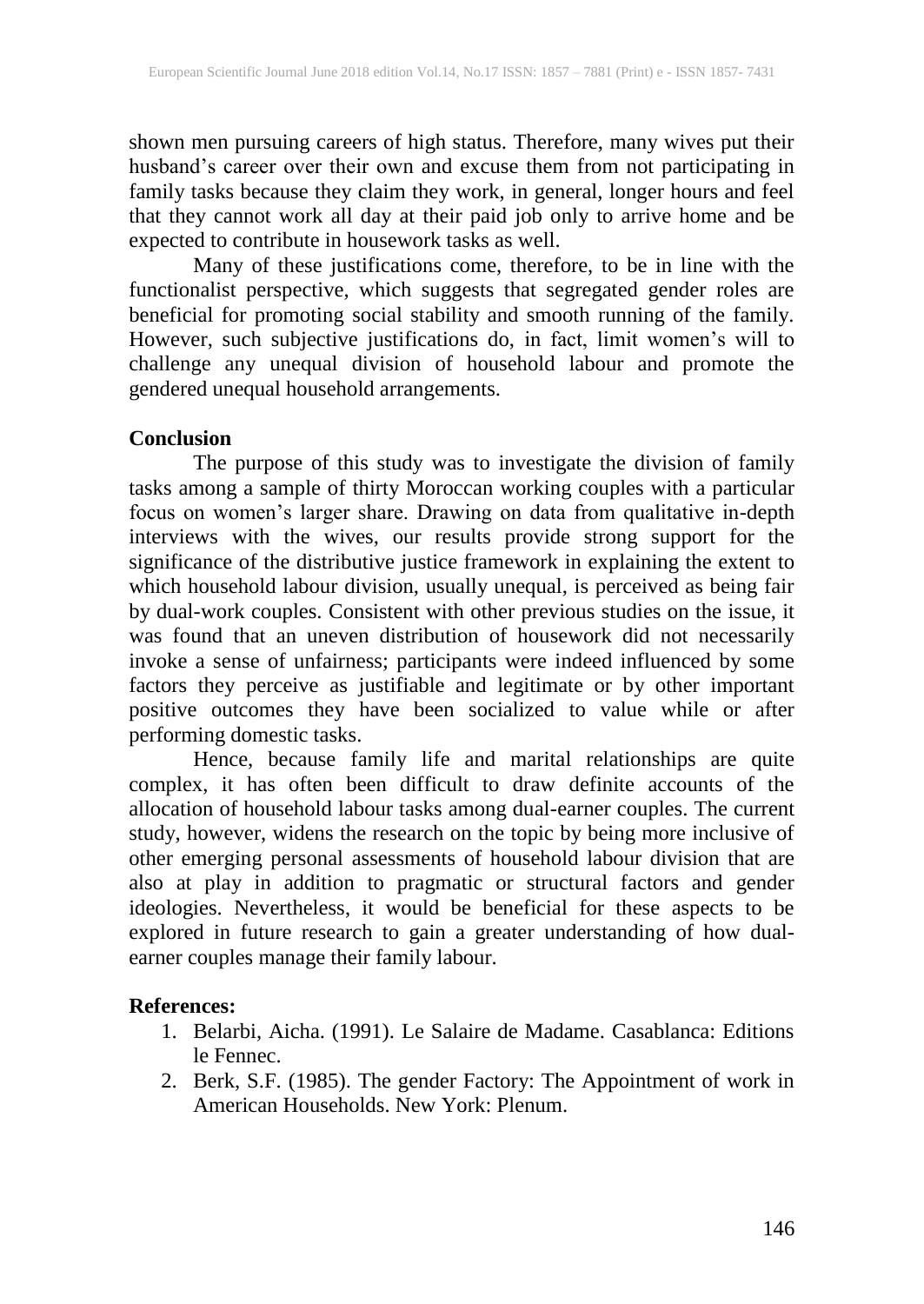shown men pursuing careers of high status. Therefore, many wives put their husband's career over their own and excuse them from not participating in family tasks because they claim they work, in general, longer hours and feel that they cannot work all day at their paid job only to arrive home and be expected to contribute in housework tasks as well.

Many of these justifications come, therefore, to be in line with the functionalist perspective, which suggests that segregated gender roles are beneficial for promoting social stability and smooth running of the family. However, such subjective justifications do, in fact, limit women's will to challenge any unequal division of household labour and promote the gendered unequal household arrangements.

## Conclusion

The purpose of this study was to investigate the division of family tasks among a sample of thirty Moroccan working couples with a particular focus on women's larger share. Drawing on data from qualitative in-depth interviews with the wives, our results provide strong support for the significance of the distributive justice framework in explaining the extent to which household labour division, usually unequal, is perceived as being fair by dual-work couples. Consistent with other previous studies on the issue, it was found that an uneven distribution of housework did not necessarily invoke a sense of unfairness; participants were indeed influenced by some factors they perceive as justifiable and legitimate or by other important positive outcomes they have been socialized to value while or after performing domestic tasks.

Hence, because family life and marital relationships are quite complex, it has often been difficult to draw definite accounts of the allocation of household labour tasks among dual-earner couples. The current study, however, widens the research on the topic by being more inclusive of other emerging personal assessments of household labour division that are also at play in addition to pragmatic or structural factors and gender ideologies. Nevertheless, it would be beneficial for these aspects to be explored in future research to gain a greater understanding of how dual-earner couples manage their family labour.

## References:

1. Belarbi, Aicha. (1991). Le Salaire de Madame. Casablanca: Editions le Fennec.
2. Berk, S.F. (1985). The gender Factory: The Appointment of work in American Households. New York: Plenum.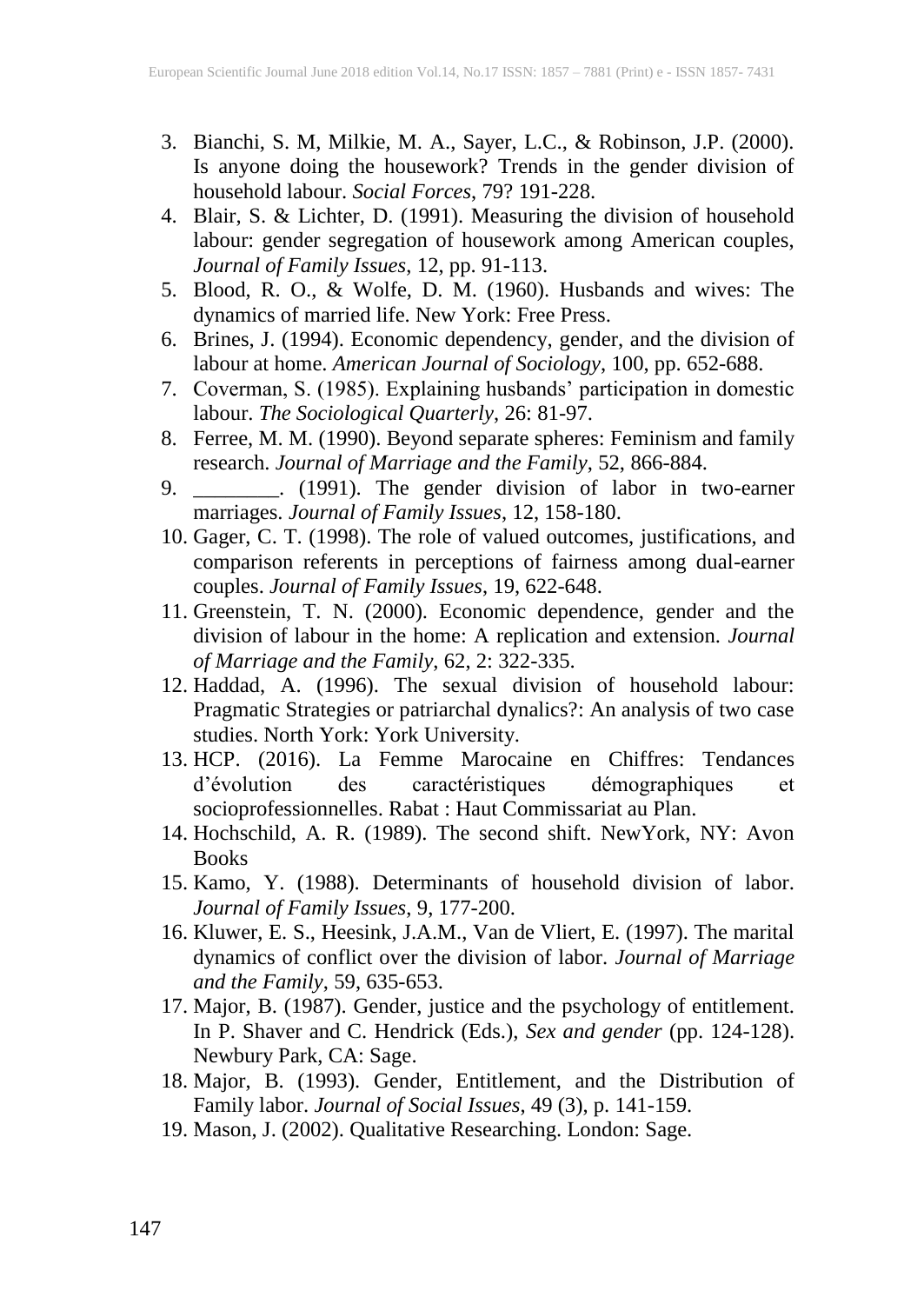3. Bianchi, S. M, Milkie, M. A., Sayer, L.C., & Robinson, J.P. (2000). Is anyone doing the housework? Trends in the gender division of household labour. *Social Forces*, 79? 191-228.
4. Blair, S. & Lichter, D. (1991). Measuring the division of household labour: gender segregation of housework among American couples, *Journal of Family Issues*, 12, pp. 91-113.
5. Blood, R. O., & Wolfe, D. M. (1960). Husbands and wives: The dynamics of married life. New York: Free Press.
6. Brines, J. (1994). Economic dependency, gender, and the division of labour at home. *American Journal of Sociology*, 100, pp. 652-688.
7. Coverman, S. (1985). Explaining husbands' participation in domestic labour. *The Sociological Quarterly*, 26: 81-97.
8. Ferree, M. M. (1990). Beyond separate spheres: Feminism and family research. *Journal of Marriage and the Family*, 52, 866-884.
9. ________. (1991). The gender division of labor in two-earner marriages. *Journal of Family Issues*, 12, 158-180.
10. Gager, C. T. (1998). The role of valued outcomes, justifications, and comparison referents in perceptions of fairness among dual-earner couples. *Journal of Family Issues*, 19, 622-648.
11. Greenstein, T. N. (2000). Economic dependence, gender and the division of labour in the home: A replication and extension. *Journal of Marriage and the Family*, 62, 2: 322-335.
12. Haddad, A. (1996). The sexual division of household labour: Pragmatic Strategies or patriarchal dynalics?: An analysis of two case studies. North York: York University.
13. HCP. (2016). La Femme Marocaine en Chiffres: Tendances d'évolution des caractéristiques démographiques et socioprofessionnelles. Rabat : Haut Commissariat au Plan.
14. Hochschild, A. R. (1989). The second shift. NewYork, NY: Avon Books
15. Kamo, Y. (1988). Determinants of household division of labor. *Journal of Family Issues*, 9, 177-200.
16. Kluwer, E. S., Heesink, J.A.M., Van de Vliert, E. (1997). The marital dynamics of conflict over the division of labor. *Journal of Marriage and the Family*, 59, 635-653.
17. Major, B. (1987). Gender, justice and the psychology of entitlement. In P. Shaver and C. Hendrick (Eds.), *Sex and gender* (pp. 124-128). Newbury Park, CA: Sage.
18. Major, B. (1993). Gender, Entitlement, and the Distribution of Family labor. *Journal of Social Issues*, 49 (3), p. 141-159.
19. Mason, J. (2002). Qualitative Researching. London: Sage.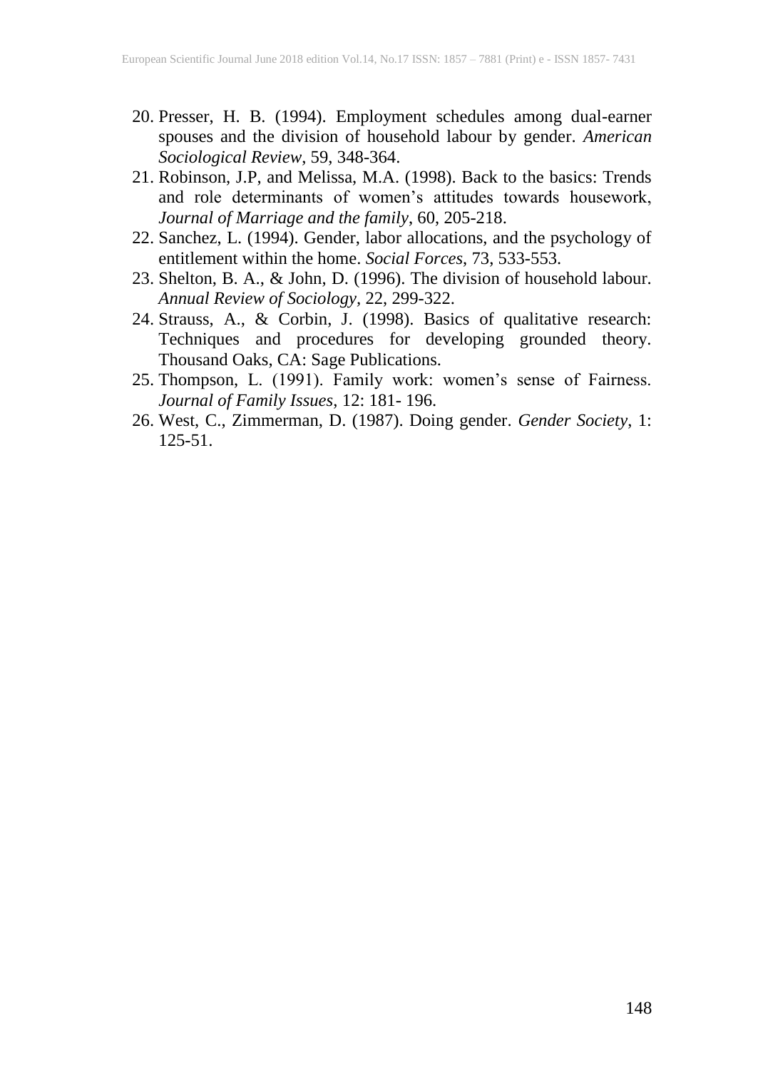20. Presser, H. B. (1994). Employment schedules among dual-earner spouses and the division of household labour by gender. *American Sociological Review*, 59, 348-364.
21. Robinson, J.P, and Melissa, M.A. (1998). Back to the basics: Trends and role determinants of women's attitudes towards housework, *Journal of Marriage and the family*, 60, 205-218.
22. Sanchez, L. (1994). Gender, labor allocations, and the psychology of entitlement within the home. *Social Forces*, 73, 533-553.
23. Shelton, B. A., & John, D. (1996). The division of household labour. *Annual Review of Sociology*, 22, 299-322.
24. Strauss, A., & Corbin, J. (1998). Basics of qualitative research: Techniques and procedures for developing grounded theory. Thousand Oaks, CA: Sage Publications.
25. Thompson, L. (1991). Family work: women's sense of Fairness. *Journal of Family Issues*, 12: 181- 196.
26. West, C., Zimmerman, D. (1987). Doing gender. *Gender Society*, 1: 125-51.